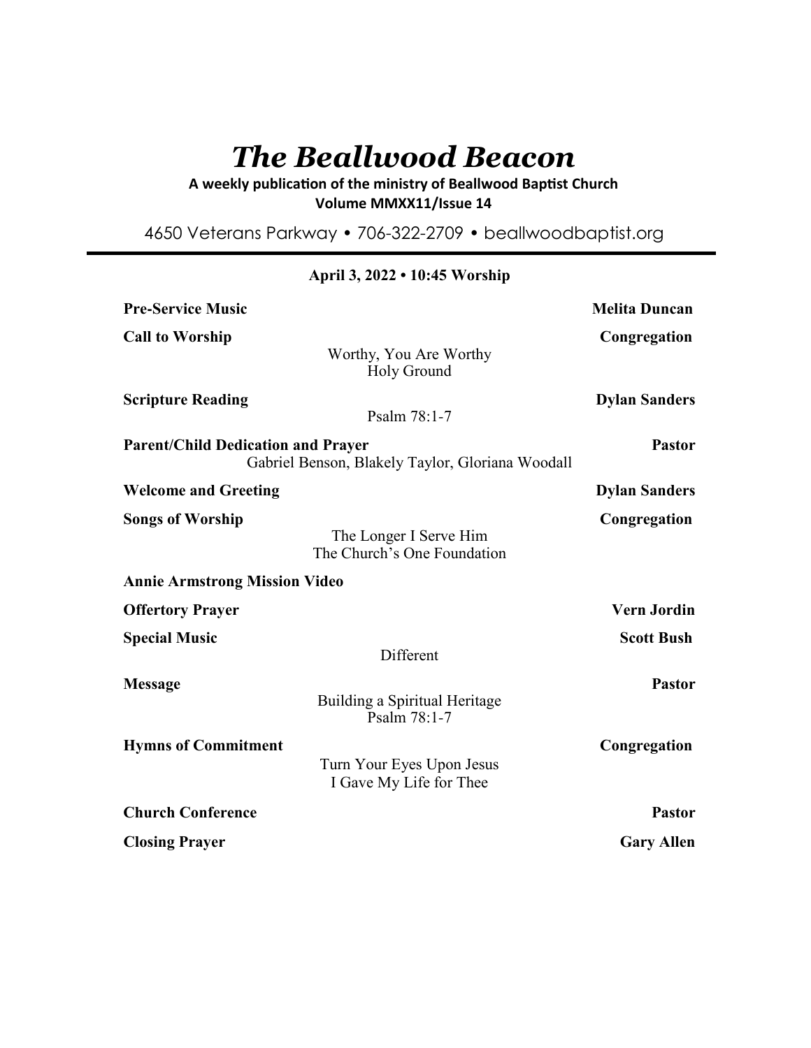# *The Beallwood Beacon*

**A weekly publication of the ministry of Beallwood Baptist Church**
**Volume MMXX11/Issue 14**

4650 Veterans Parkway • 706-322-2709 • beallwoodbaptist.org

---

**April 3, 2022 • 10:45 Worship**

**Pre-Service Music** — **Melita Duncan**

**Call to Worship** — **Congregation**
Worthy, You Are Worthy
Holy Ground

**Scripture Reading** — **Dylan Sanders**
Psalm 78:1-7

**Parent/Child Dedication and Prayer** — **Pastor**
Gabriel Benson, Blakely Taylor, Gloriana Woodall

**Welcome and Greeting** — **Dylan Sanders**

**Songs of Worship** — **Congregation**
The Longer I Serve Him
The Church's One Foundation

**Annie Armstrong Mission Video**

**Offertory Prayer** — **Vern Jordin**

**Special Music** — **Scott Bush**
Different

**Message** — **Pastor**
Building a Spiritual Heritage
Psalm 78:1-7

**Hymns of Commitment** — **Congregation**
Turn Your Eyes Upon Jesus
I Gave My Life for Thee

**Church Conference** — **Pastor**

**Closing Prayer** — **Gary Allen**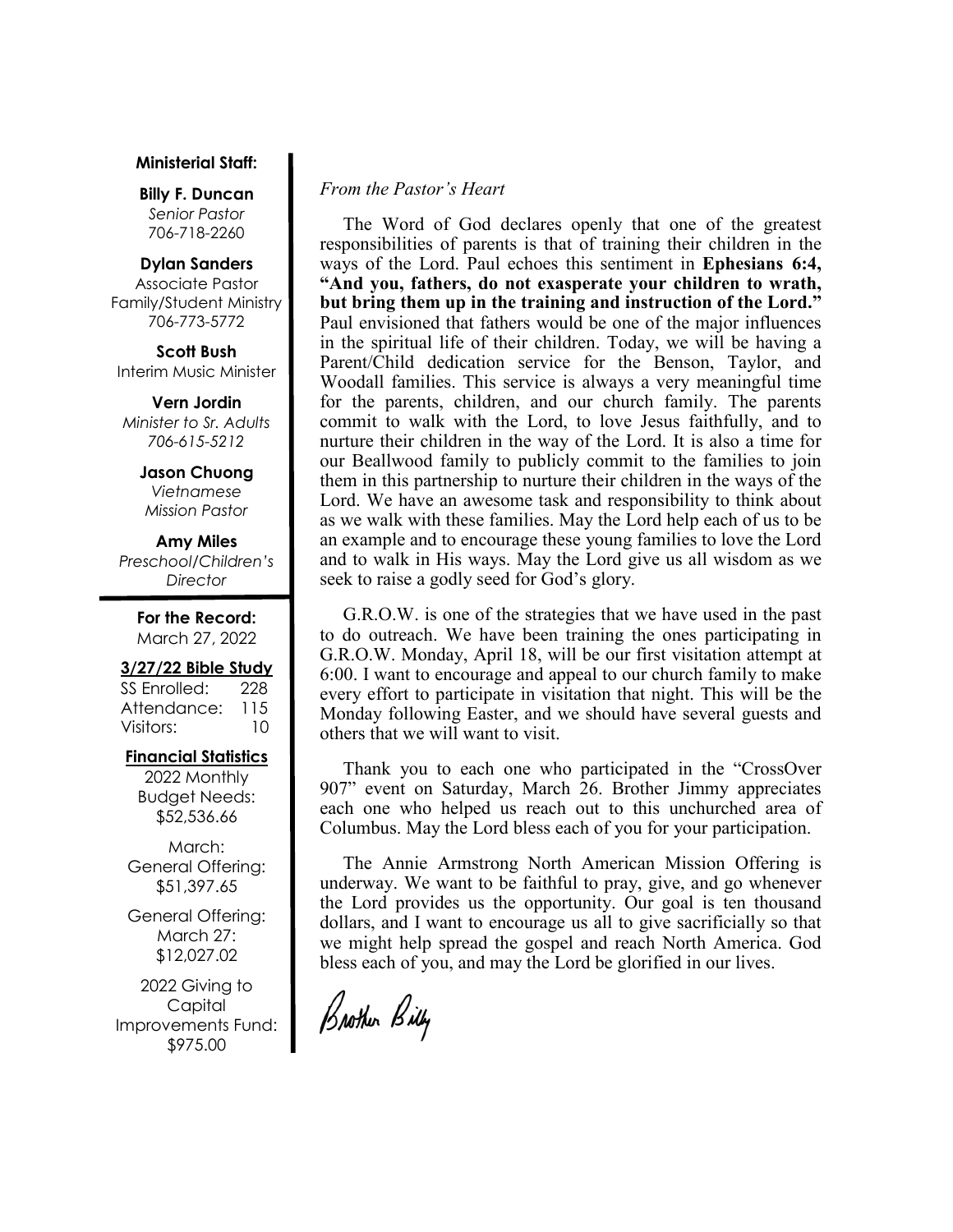**Ministerial Staff:**

**Billy F. Duncan**
*Senior Pastor*
706-718-2260

**Dylan Sanders**
Associate Pastor
Family/Student Ministry
706-773-5772

**Scott Bush**
Interim Music Minister

**Vern Jordin**
*Minister to Sr. Adults*
*706-615-5212*

**Jason Chuong**
*Vietnamese*
*Mission Pastor*

**Amy Miles**
*Preschool/Children's Director*

**For the Record:**
March 27, 2022

**3/27/22 Bible Study**

| | |
|---|---|
| SS Enrolled: | 228 |
| Attendance: | 115 |
| Visitors: | 10 |

**Financial Statistics**

2022 Monthly Budget Needs: $52,536.66

March: General Offering: $51,397.65

General Offering: March 27: $12,027.02

2022 Giving to Capital Improvements Fund: $975.00

*From the Pastor's Heart*

The Word of God declares openly that one of the greatest responsibilities of parents is that of training their children in the ways of the Lord. Paul echoes this sentiment in **Ephesians 6:4, "And you, fathers, do not exasperate your children to wrath, but bring them up in the training and instruction of the Lord."** Paul envisioned that fathers would be one of the major influences in the spiritual life of their children. Today, we will be having a Parent/Child dedication service for the Benson, Taylor, and Woodall families. This service is always a very meaningful time for the parents, children, and our church family. The parents commit to walk with the Lord, to love Jesus faithfully, and to nurture their children in the way of the Lord. It is also a time for our Beallwood family to publicly commit to the families to join them in this partnership to nurture their children in the ways of the Lord. We have an awesome task and responsibility to think about as we walk with these families. May the Lord help each of us to be an example and to encourage these young families to love the Lord and to walk in His ways. May the Lord give us all wisdom as we seek to raise a godly seed for God's glory.

G.R.O.W. is one of the strategies that we have used in the past to do outreach. We have been training the ones participating in G.R.O.W. Monday, April 18, will be our first visitation attempt at 6:00. I want to encourage and appeal to our church family to make every effort to participate in visitation that night. This will be the Monday following Easter, and we should have several guests and others that we will want to visit.

Thank you to each one who participated in the "CrossOver 907" event on Saturday, March 26. Brother Jimmy appreciates each one who helped us reach out to this unchurched area of Columbus. May the Lord bless each of you for your participation.

The Annie Armstrong North American Mission Offering is underway. We want to be faithful to pray, give, and go whenever the Lord provides us the opportunity. Our goal is ten thousand dollars, and I want to encourage us all to give sacrificially so that we might help spread the gospel and reach North America. God bless each of you, and may the Lord be glorified in our lives.

Brother Billy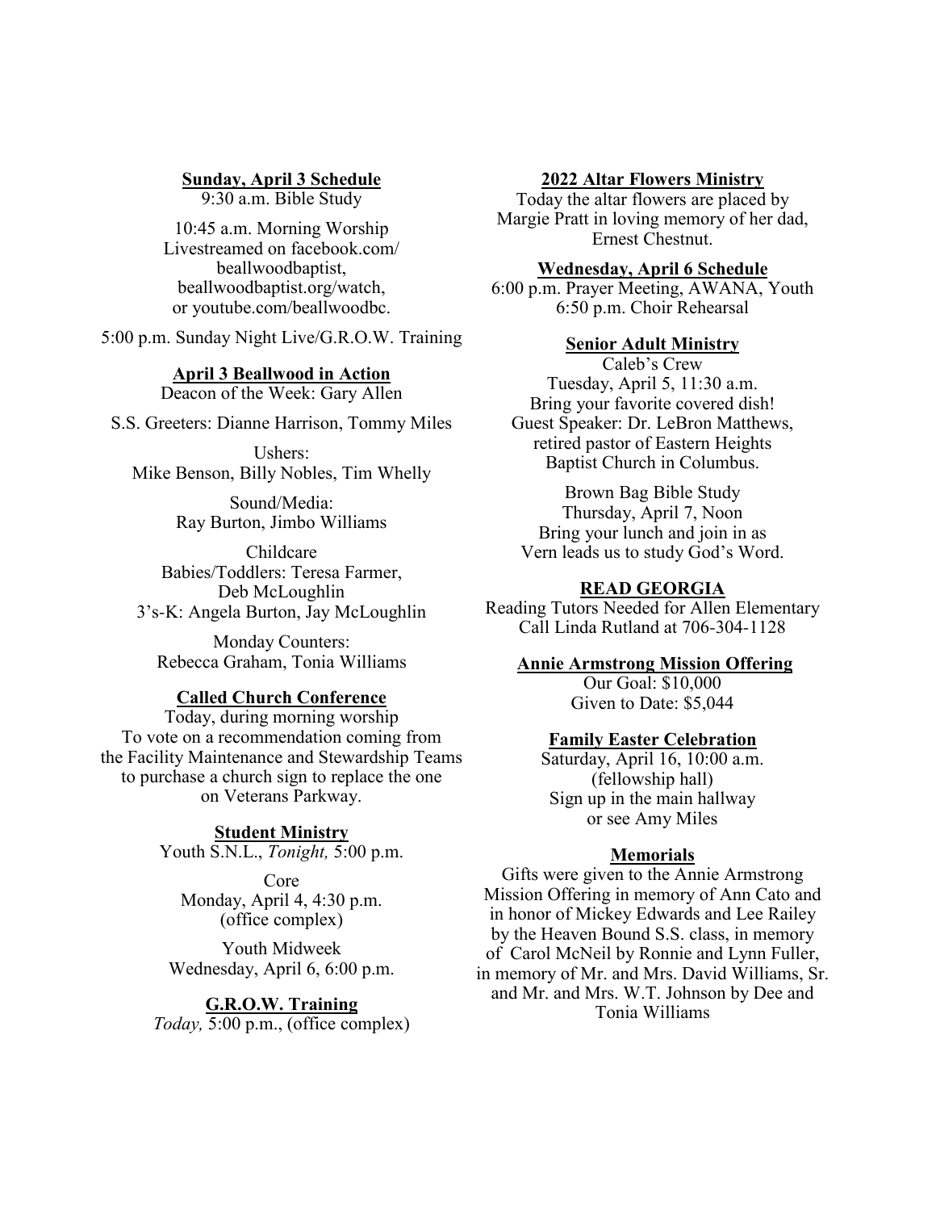**Sunday, April 3 Schedule**

9:30 a.m. Bible Study

10:45 a.m. Morning Worship
Livestreamed on facebook.com/beallwoodbaptist, beallwoodbaptist.org/watch, or youtube.com/beallwoodbc.

5:00 p.m. Sunday Night Live/G.R.O.W. Training

**April 3 Beallwood in Action**

Deacon of the Week: Gary Allen

S.S. Greeters: Dianne Harrison, Tommy Miles

Ushers:
Mike Benson, Billy Nobles, Tim Whelly

Sound/Media:
Ray Burton, Jimbo Williams

Childcare
Babies/Toddlers: Teresa Farmer, Deb McLoughlin
3's-K: Angela Burton, Jay McLoughlin

Monday Counters:
Rebecca Graham, Tonia Williams

**Called Church Conference**

Today, during morning worship
To vote on a recommendation coming from the Facility Maintenance and Stewardship Teams to purchase a church sign to replace the one on Veterans Parkway.

**Student Ministry**

Youth S.N.L., *Tonight,* 5:00 p.m.

Core
Monday, April 4, 4:30 p.m.
(office complex)

Youth Midweek
Wednesday, April 6, 6:00 p.m.

**G.R.O.W. Training**

*Today,* 5:00 p.m., (office complex)

**2022 Altar Flowers Ministry**

Today the altar flowers are placed by Margie Pratt in loving memory of her dad, Ernest Chestnut.

**Wednesday, April 6 Schedule**

6:00 p.m. Prayer Meeting, AWANA, Youth
6:50 p.m. Choir Rehearsal

**Senior Adult Ministry**

Caleb's Crew
Tuesday, April 5, 11:30 a.m.
Bring your favorite covered dish!
Guest Speaker: Dr. LeBron Matthews, retired pastor of Eastern Heights Baptist Church in Columbus.

Brown Bag Bible Study
Thursday, April 7, Noon
Bring your lunch and join in as Vern leads us to study God's Word.

**READ GEORGIA**

Reading Tutors Needed for Allen Elementary
Call Linda Rutland at 706-304-1128

**Annie Armstrong Mission Offering**

Our Goal: $10,000
Given to Date: $5,044

**Family Easter Celebration**

Saturday, April 16, 10:00 a.m.
(fellowship hall)
Sign up in the main hallway or see Amy Miles

**Memorials**

Gifts were given to the Annie Armstrong Mission Offering in memory of Ann Cato and in honor of Mickey Edwards and Lee Railey by the Heaven Bound S.S. class, in memory of Carol McNeil by Ronnie and Lynn Fuller, in memory of Mr. and Mrs. David Williams, Sr. and Mr. and Mrs. W.T. Johnson by Dee and Tonia Williams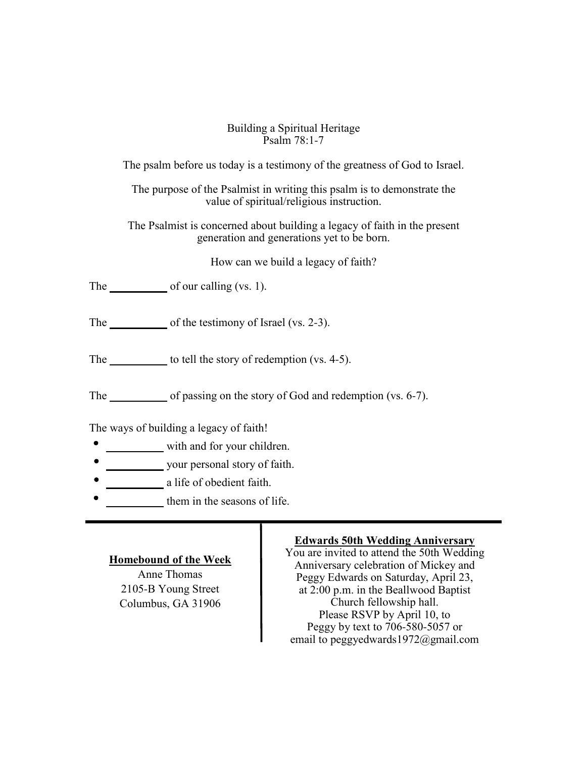Building a Spiritual Heritage
Psalm 78:1-7

The psalm before us today is a testimony of the greatness of God to Israel.

The purpose of the Psalmist in writing this psalm is to demonstrate the value of spiritual/religious instruction.

The Psalmist is concerned about building a legacy of faith in the present generation and generations yet to be born.

How can we build a legacy of faith?

The __________ of our calling (vs. 1).

The __________ of the testimony of Israel (vs. 2-3).

The __________ to tell the story of redemption (vs. 4-5).

The __________ of passing on the story of God and redemption (vs. 6-7).

The ways of building a legacy of faith!

- __________ with and for your children.
- __________ your personal story of faith.
- __________ a life of obedient faith.
- __________ them in the seasons of life.

---

**Homebound of the Week**

Anne Thomas
2105-B Young Street
Columbus, GA 31906

**Edwards 50th Wedding Anniversary**

You are invited to attend the 50th Wedding Anniversary celebration of Mickey and Peggy Edwards on Saturday, April 23, at 2:00 p.m. in the Beallwood Baptist Church fellowship hall.
Please RSVP by April 10, to Peggy by text to 706-580-5057 or email to peggyedwards1972@gmail.com